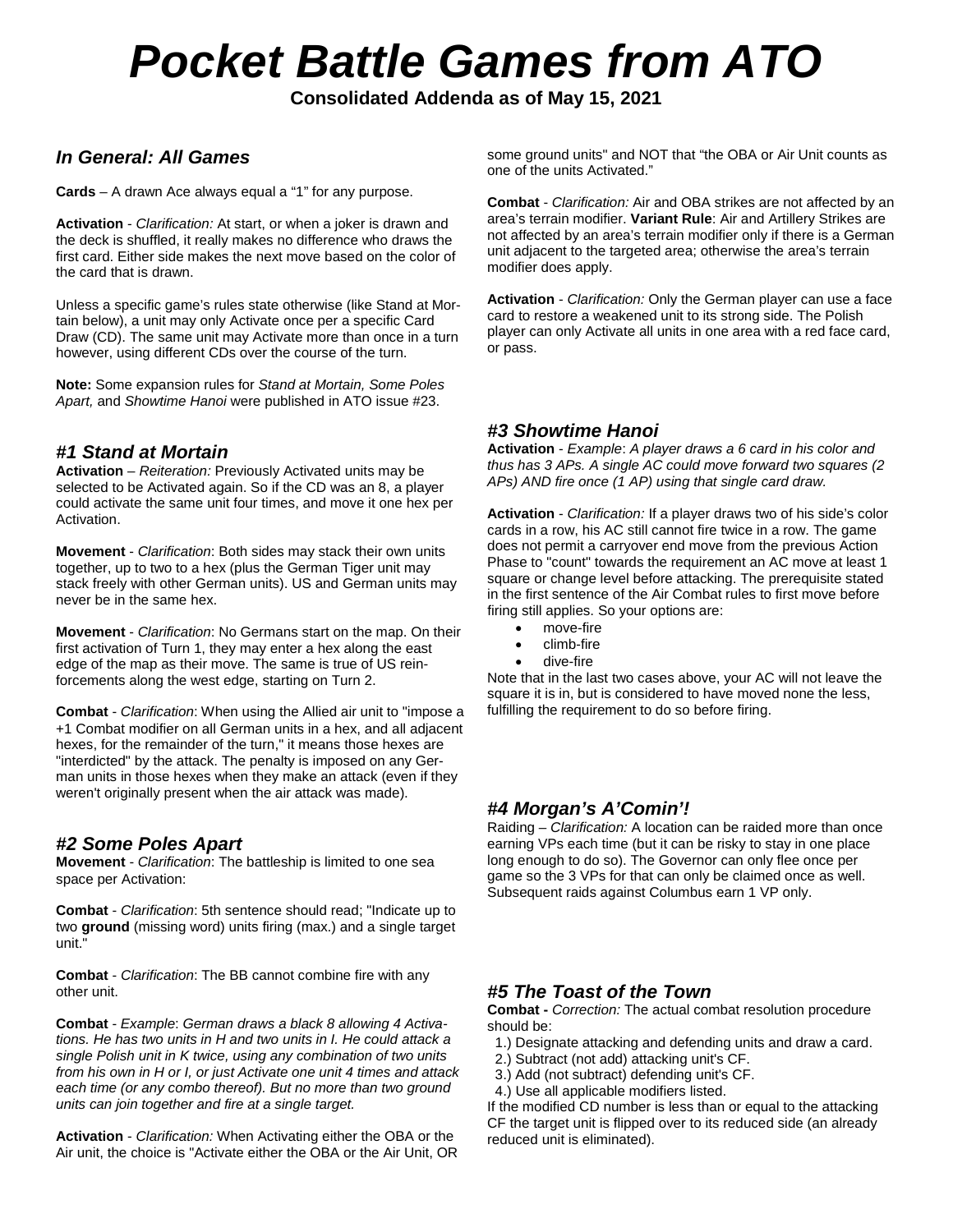# Pocket Battle Games from ATO

**Consolidated Addenda as of May 15, 2021**

## *In General: All Games*

**Cards** – A drawn Ace always equal a "1" for any purpose.

**Activation** - *Clarification:* At start, or when a joker is drawn and the deck is shuffled, it really makes no difference who draws the first card. Either side makes the next move based on the color of the card that is drawn.

Unless a specific game's rules state otherwise (like Stand at Mortain below), a unit may only Activate once per a specific Card Draw (CD). The same unit may Activate more than once in a turn however, using different CDs over the course of the turn.

**Note:** Some expansion rules for *Stand at Mortain, Some Poles Apart,* and *Showtime Hanoi* were published in ATO issue #23.

## *#1 Stand at Mortain*

**Activation** – *Reiteration:* Previously Activated units may be selected to be Activated again. So if the CD was an 8, a player could activate the same unit four times, and move it one hex per Activation.

**Movement** - *Clarification*: Both sides may stack their own units together, up to two to a hex (plus the German Tiger unit may stack freely with other German units). US and German units may never be in the same hex.

**Movement** - *Clarification*: No Germans start on the map. On their first activation of Turn 1, they may enter a hex along the east edge of the map as their move. The same is true of US reinforcements along the west edge, starting on Turn 2.

**Combat** - *Clarification*: When using the Allied air unit to "impose a +1 Combat modifier on all German units in a hex, and all adjacent hexes, for the remainder of the turn," it means those hexes are "interdicted" by the attack. The penalty is imposed on any German units in those hexes when they make an attack (even if they weren't originally present when the air attack was made).

## *#2 Some Poles Apart*

**Movement** - *Clarification*: The battleship is limited to one sea space per Activation:

**Combat** - *Clarification*: 5th sentence should read; "Indicate up to two **ground** (missing word) units firing (max.) and a single target unit."

**Combat** - *Clarification*: The BB cannot combine fire with any other unit.

**Combat** - *Example*: *German draws a black 8 allowing 4 Activations. He has two units in H and two units in I. He could attack a single Polish unit in K twice, using any combination of two units from his own in H or I, or just Activate one unit 4 times and attack each time (or any combo thereof). But no more than two ground units can join together and fire at a single target.*

**Activation** - *Clarification:* When Activating either the OBA or the Air unit, the choice is "Activate either the OBA or the Air Unit, OR some ground units" and NOT that "the OBA or Air Unit counts as one of the units Activated."

**Combat** - *Clarification:* Air and OBA strikes are not affected by an area's terrain modifier. **Variant Rule**: Air and Artillery Strikes are not affected by an area's terrain modifier only if there is a German unit adjacent to the targeted area; otherwise the area's terrain modifier does apply.

**Activation** - *Clarification:* Only the German player can use a face card to restore a weakened unit to its strong side. The Polish player can only Activate all units in one area with a red face card, or pass.

## *#3 Showtime Hanoi*

**Activation** - *Example*: *A player draws a 6 card in his color and thus has 3 APs. A single AC could move forward two squares (2 APs) AND fire once (1 AP) using that single card draw.*

**Activation** - *Clarification:* If a player draws two of his side's color cards in a row, his AC still cannot fire twice in a row. The game does not permit a carryover end move from the previous Action Phase to "count" towards the requirement an AC move at least 1 square or change level before attacking. The prerequisite stated in the first sentence of the Air Combat rules to first move before firing still applies. So your options are:

- move-fire
- climb-fire
- dive-fire

Note that in the last two cases above, your AC will not leave the square it is in, but is considered to have moved none the less, fulfilling the requirement to do so before firing.

## *#4 Morgan's A'Comin'!*

Raiding – *Clarification:* A location can be raided more than once earning VPs each time (but it can be risky to stay in one place long enough to do so). The Governor can only flee once per game so the 3 VPs for that can only be claimed once as well. Subsequent raids against Columbus earn 1 VP only.

## *#5 The Toast of the Town*

**Combat -** *Correction:* The actual combat resolution procedure should be:

1.) Designate attacking and defending units and draw a card.
2.) Subtract (not add) attacking unit's CF.
3.) Add (not subtract) defending unit's CF.
4.) Use all applicable modifiers listed.

If the modified CD number is less than or equal to the attacking CF the target unit is flipped over to its reduced side (an already reduced unit is eliminated).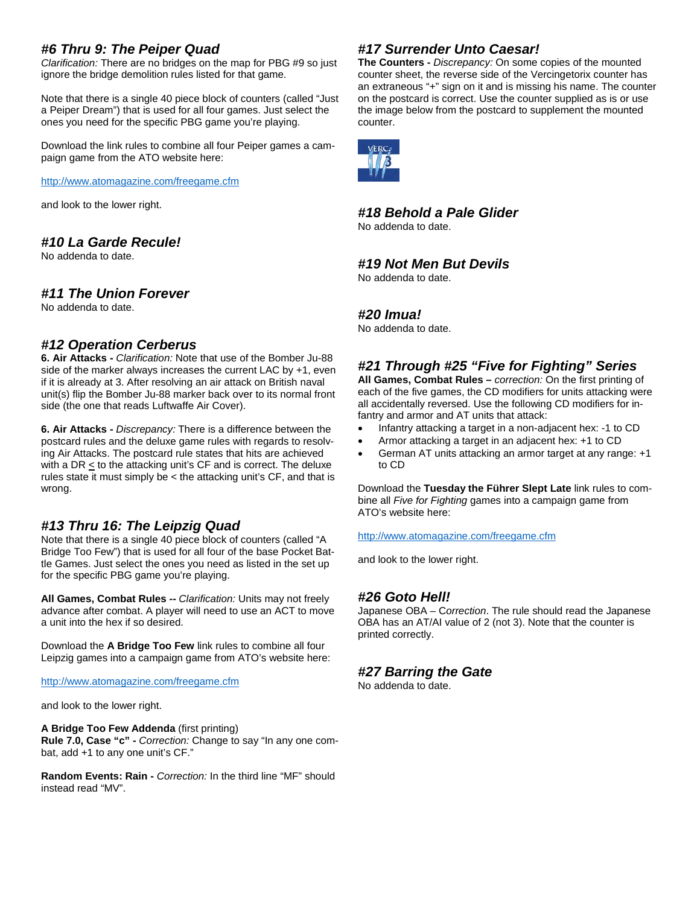### #6 Thru 9: The Peiper Quad

*Clarification:* There are no bridges on the map for PBG #9 so just ignore the bridge demolition rules listed for that game.

Note that there is a single 40 piece block of counters (called "Just a Peiper Dream") that is used for all four games. Just select the ones you need for the specific PBG game you're playing.

Download the link rules to combine all four Peiper games a campaign game from the ATO website here:

http://www.atomagazine.com/freegame.cfm

and look to the lower right.

### #10 La Garde Recule!

No addenda to date.

### #11 The Union Forever

No addenda to date.

### #12 Operation Cerberus

**6. Air Attacks -** *Clarification:* Note that use of the Bomber Ju-88 side of the marker always increases the current LAC by +1, even if it is already at 3. After resolving an air attack on British naval unit(s) flip the Bomber Ju-88 marker back over to its normal front side (the one that reads Luftwaffe Air Cover).

**6. Air Attacks -** *Discrepancy:* There is a difference between the postcard rules and the deluxe game rules with regards to resolving Air Attacks. The postcard rule states that hits are achieved with a DR ≤ to the attacking unit's CF and is correct. The deluxe rules state it must simply be < the attacking unit's CF, and that is wrong.

### #13 Thru 16: The Leipzig Quad

Note that there is a single 40 piece block of counters (called "A Bridge Too Few") that is used for all four of the base Pocket Battle Games. Just select the ones you need as listed in the set up for the specific PBG game you're playing.

**All Games, Combat Rules --** *Clarification:* Units may not freely advance after combat. A player will need to use an ACT to move a unit into the hex if so desired.

Download the **A Bridge Too Few** link rules to combine all four Leipzig games into a campaign game from ATO's website here:

http://www.atomagazine.com/freegame.cfm

and look to the lower right.

**A Bridge Too Few Addenda** (first printing)
**Rule 7.0, Case "c" -** *Correction:* Change to say "In any one combat, add +1 to any one unit's CF."

**Random Events: Rain -** *Correction:* In the third line "MF" should instead read "MV".

### #17 Surrender Unto Caesar!

**The Counters -** *Discrepancy:* On some copies of the mounted counter sheet, the reverse side of the Vercingetorix counter has an extraneous "+" sign on it and is missing his name. The counter on the postcard is correct. Use the counter supplied as is or use the image below from the postcard to supplement the mounted counter.

### #18 Behold a Pale Glider

No addenda to date.

### #19 Not Men But Devils

No addenda to date.

### #20 Imua!

No addenda to date.

### #21 Through #25 "Five for Fighting" Series

**All Games, Combat Rules –** *correction:* On the first printing of each of the five games, the CD modifiers for units attacking were all accidentally reversed. Use the following CD modifiers for infantry and armor and AT units that attack:

- Infantry attacking a target in a non-adjacent hex: -1 to CD
- Armor attacking a target in an adjacent hex: +1 to CD
- German AT units attacking an armor target at any range: +1 to CD

Download the **Tuesday the Führer Slept Late** link rules to combine all *Five for Fighting* games into a campaign game from ATO's website here:

http://www.atomagazine.com/freegame.cfm

and look to the lower right.

### #26 Goto Hell!

Japanese OBA – C*orrection*. The rule should read the Japanese OBA has an AT/AI value of 2 (not 3). Note that the counter is printed correctly.

### #27 Barring the Gate

No addenda to date.